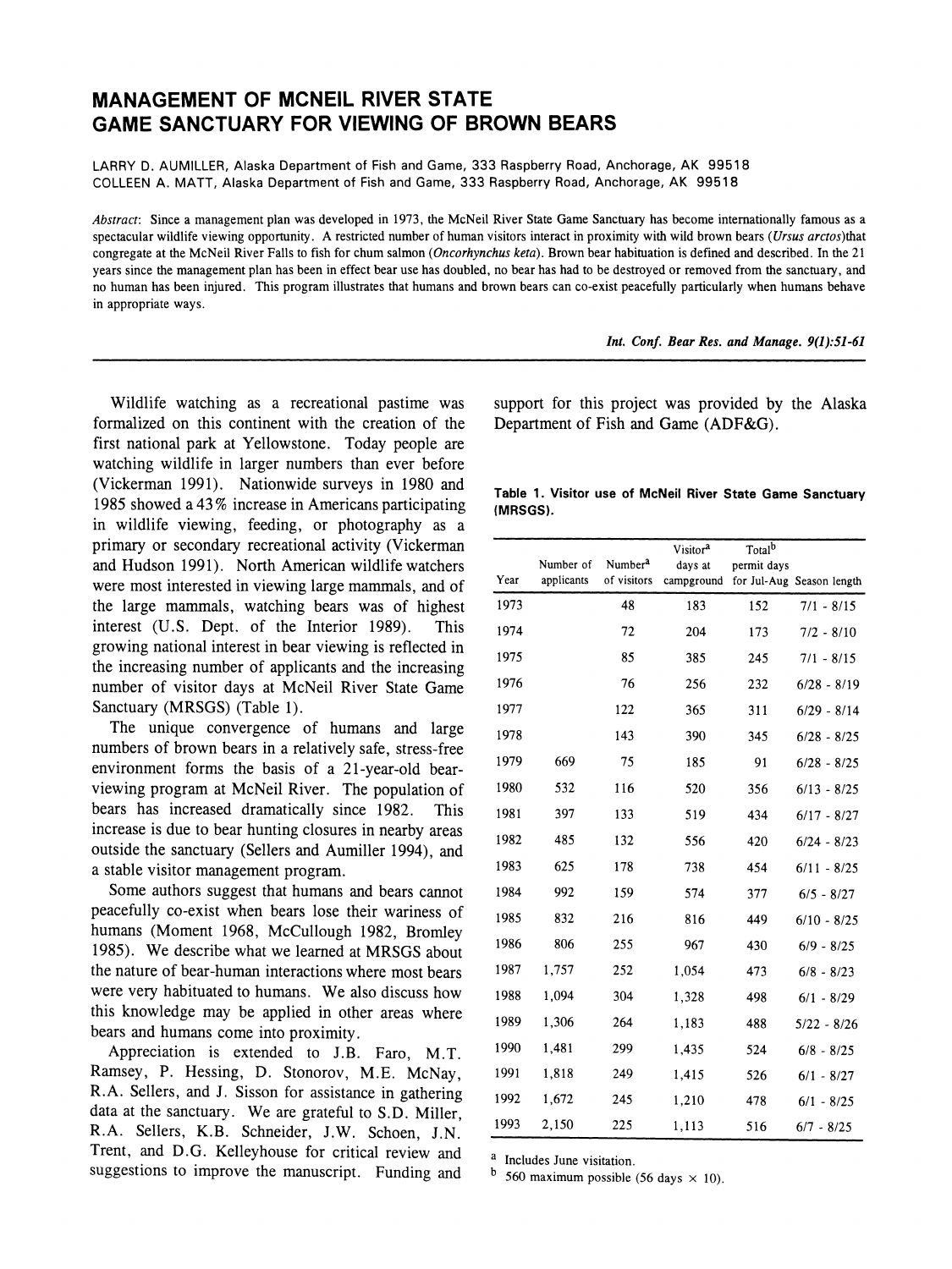# MANAGEMENT OF MCNEIL RIVER STATE GAME SANCTUARY FOR VIEWING OF BROWN BEARS

LARRY D. AUMILLER, Alaska Department of Fish and Game, 333 Raspberry Road, Anchorage, AK 99518
COLLEEN A. MATT, Alaska Department of Fish and Game, 333 Raspberry Road, Anchorage, AK 99518

*Abstract*: Since a management plan was developed in 1973, the McNeil River State Game Sanctuary has become internationally famous as a spectacular wildlife viewing opportunity. A restricted number of human visitors interact in proximity with wild brown bears (*Ursus arctos*)that congregate at the McNeil River Falls to fish for chum salmon (*Oncorhynchus keta*). Brown bear habituation is defined and described. In the 21 years since the management plan has been in effect bear use has doubled, no bear has had to be destroyed or removed from the sanctuary, and no human has been injured. This program illustrates that humans and brown bears can co-exist peacefully particularly when humans behave in appropriate ways.

Wildlife watching as a recreational pastime was formalized on this continent with the creation of the first national park at Yellowstone. Today people are watching wildlife in larger numbers than ever before (Vickerman 1991). Nationwide surveys in 1980 and 1985 showed a 43% increase in Americans participating in wildlife viewing, feeding, or photography as a primary or secondary recreational activity (Vickerman and Hudson 1991). North American wildlife watchers were most interested in viewing large mammals, and of the large mammals, watching bears was of highest interest (U.S. Dept. of the Interior 1989). This growing national interest in bear viewing is reflected in the increasing number of applicants and the increasing number of visitor days at McNeil River State Game Sanctuary (MRSGS) (Table 1).

The unique convergence of humans and large numbers of brown bears in a relatively safe, stress-free environment forms the basis of a 21-year-old bear-viewing program at McNeil River. The population of bears has increased dramatically since 1982. This increase is due to bear hunting closures in nearby areas outside the sanctuary (Sellers and Aumiller 1994), and a stable visitor management program.

Some authors suggest that humans and bears cannot peacefully co-exist when bears lose their wariness of humans (Moment 1968, McCullough 1982, Bromley 1985). We describe what we learned at MRSGS about the nature of bear-human interactions where most bears were very habituated to humans. We also discuss how this knowledge may be applied in other areas where bears and humans come into proximity.

Appreciation is extended to J.B. Faro, M.T. Ramsey, P. Hessing, D. Stonorov, M.E. McNay, R.A. Sellers, and J. Sisson for assistance in gathering data at the sanctuary. We are grateful to S.D. Miller, R.A. Sellers, K.B. Schneider, J.W. Schoen, J.N. Trent, and D.G. Kelleyhouse for critical review and suggestions to improve the manuscript. Funding and support for this project was provided by the Alaska Department of Fish and Game (ADF&G).

**Table 1. Visitor use of McNeil River State Game Sanctuary (MRSGS).**

| Year | Number of applicants | Number[a] of visitors | Visitor[a] days at campground | Total[b] permit days for Jul-Aug | Season length |
|---|---|---|---|---|---|
| 1973 | | 48 | 183 | 152 | 7/1 - 8/15 |
| 1974 | | 72 | 204 | 173 | 7/2 - 8/10 |
| 1975 | | 85 | 385 | 245 | 7/1 - 8/15 |
| 1976 | | 76 | 256 | 232 | 6/28 - 8/19 |
| 1977 | | 122 | 365 | 311 | 6/29 - 8/14 |
| 1978 | | 143 | 390 | 345 | 6/28 - 8/25 |
| 1979 | 669 | 75 | 185 | 91 | 6/28 - 8/25 |
| 1980 | 532 | 116 | 520 | 356 | 6/13 - 8/25 |
| 1981 | 397 | 133 | 519 | 434 | 6/17 - 8/27 |
| 1982 | 485 | 132 | 556 | 420 | 6/24 - 8/23 |
| 1983 | 625 | 178 | 738 | 454 | 6/11 - 8/25 |
| 1984 | 992 | 159 | 574 | 377 | 6/5 - 8/27 |
| 1985 | 832 | 216 | 816 | 449 | 6/10 - 8/25 |
| 1986 | 806 | 255 | 967 | 430 | 6/9 - 8/25 |
| 1987 | 1,757 | 252 | 1,054 | 473 | 6/8 - 8/23 |
| 1988 | 1,094 | 304 | 1,328 | 498 | 6/1 - 8/29 |
| 1989 | 1,306 | 264 | 1,183 | 488 | 5/22 - 8/26 |
| 1990 | 1,481 | 299 | 1,435 | 524 | 6/8 - 8/25 |
| 1991 | 1,818 | 249 | 1,415 | 526 | 6/1 - 8/27 |
| 1992 | 1,672 | 245 | 1,210 | 478 | 6/1 - 8/25 |
| 1993 | 2,150 | 225 | 1,113 | 516 | 6/7 - 8/25 |

[a] Includes June visitation.
[b] 560 maximum possible (56 days × 10).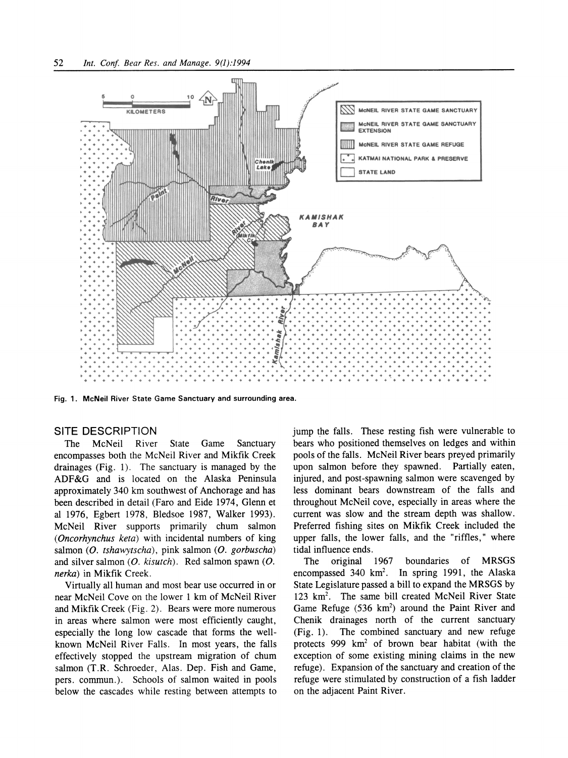Fig. 1. McNeil River State Game Sanctuary and surrounding area.

## SITE DESCRIPTION

The McNeil River State Game Sanctuary encompasses both the McNeil River and Mikfik Creek drainages (Fig. 1). The sanctuary is managed by the ADF&G and is located on the Alaska Peninsula approximately 340 km southwest of Anchorage and has been described in detail (Faro and Eide 1974, Glenn et al 1976, Egbert 1978, Bledsoe 1987, Walker 1993). McNeil River supports primarily chum salmon (*Oncorhynchus keta*) with incidental numbers of king salmon (*O. tshawytscha*), pink salmon (*O. gorbuscha*) and silver salmon (*O. kisutch*). Red salmon spawn (*O. nerka*) in Mikfik Creek.

Virtually all human and most bear use occurred in or near McNeil Cove on the lower 1 km of McNeil River and Mikfik Creek (Fig. 2). Bears were more numerous in areas where salmon were most efficiently caught, especially the long low cascade that forms the well-known McNeil River Falls. In most years, the falls effectively stopped the upstream migration of chum salmon (T.R. Schroeder, Alas. Dep. Fish and Game, pers. commun.). Schools of salmon waited in pools below the cascades while resting between attempts to jump the falls. These resting fish were vulnerable to bears who positioned themselves on ledges and within pools of the falls. McNeil River bears preyed primarily upon salmon before they spawned. Partially eaten, injured, and post-spawning salmon were scavenged by less dominant bears downstream of the falls and throughout McNeil cove, especially in areas where the current was slow and the stream depth was shallow. Preferred fishing sites on Mikfik Creek included the upper falls, the lower falls, and the "riffles," where tidal influence ends.

The original 1967 boundaries of MRSGS encompassed 340 km$^2$. In spring 1991, the Alaska State Legislature passed a bill to expand the MRSGS by 123 km$^2$. The same bill created McNeil River State Game Refuge (536 km$^2$) around the Paint River and Chenik drainages north of the current sanctuary (Fig. 1). The combined sanctuary and new refuge protects 999 km$^2$ of brown bear habitat (with the exception of some existing mining claims in the new refuge). Expansion of the sanctuary and creation of the refuge were stimulated by construction of a fish ladder on the adjacent Paint River.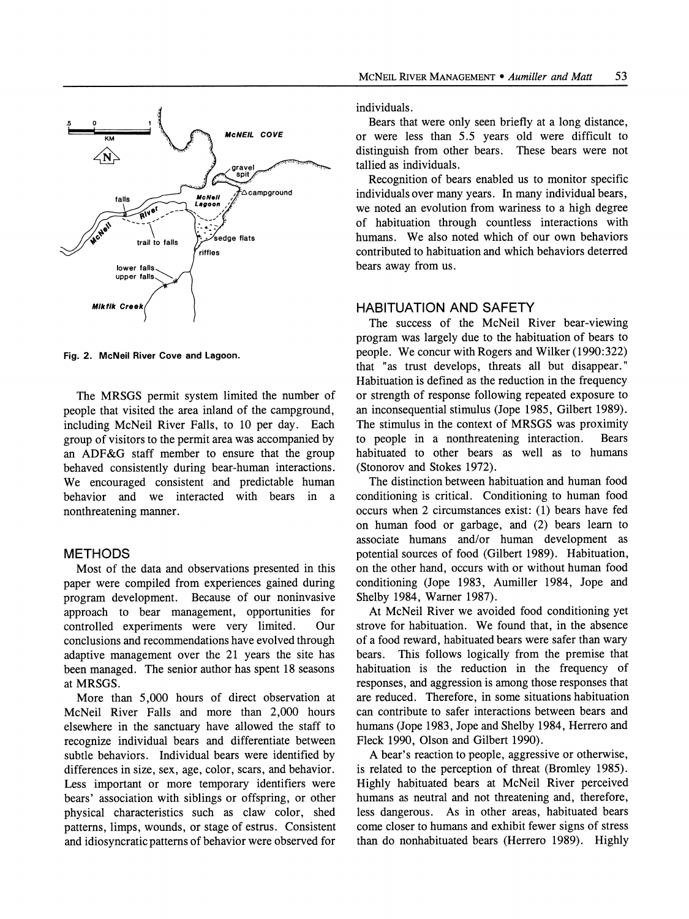Fig. 2. McNeil River Cove and Lagoon.

The MRSGS permit system limited the number of people that visited the area inland of the campground, including McNeil River Falls, to 10 per day. Each group of visitors to the permit area was accompanied by an ADF&G staff member to ensure that the group behaved consistently during bear-human interactions. We encouraged consistent and predictable human behavior and we interacted with bears in a nonthreatening manner.

## METHODS

Most of the data and observations presented in this paper were compiled from experiences gained during program development. Because of our noninvasive approach to bear management, opportunities for controlled experiments were very limited. Our conclusions and recommendations have evolved through adaptive management over the 21 years the site has been managed. The senior author has spent 18 seasons at MRSGS.

More than 5,000 hours of direct observation at McNeil River Falls and more than 2,000 hours elsewhere in the sanctuary have allowed the staff to recognize individual bears and differentiate between subtle behaviors. Individual bears were identified by differences in size, sex, age, color, scars, and behavior. Less important or more temporary identifiers were bears' association with siblings or offspring, or other physical characteristics such as claw color, shed patterns, limps, wounds, or stage of estrus. Consistent and idiosyncratic patterns of behavior were observed for individuals.

Bears that were only seen briefly at a long distance, or were less than 5.5 years old were difficult to distinguish from other bears. These bears were not tallied as individuals.

Recognition of bears enabled us to monitor specific individuals over many years. In many individual bears, we noted an evolution from wariness to a high degree of habituation through countless interactions with humans. We also noted which of our own behaviors contributed to habituation and which behaviors deterred bears away from us.

## HABITUATION AND SAFETY

The success of the McNeil River bear-viewing program was largely due to the habituation of bears to people. We concur with Rogers and Wilker (1990:322) that "as trust develops, threats all but disappear." Habituation is defined as the reduction in the frequency or strength of response following repeated exposure to an inconsequential stimulus (Jope 1985, Gilbert 1989). The stimulus in the context of MRSGS was proximity to people in a nonthreatening interaction. Bears habituated to other bears as well as to humans (Stonorov and Stokes 1972).

The distinction between habituation and human food conditioning is critical. Conditioning to human food occurs when 2 circumstances exist: (1) bears have fed on human food or garbage, and (2) bears learn to associate humans and/or human development as potential sources of food (Gilbert 1989). Habituation, on the other hand, occurs with or without human food conditioning (Jope 1983, Aumiller 1984, Jope and Shelby 1984, Warner 1987).

At McNeil River we avoided food conditioning yet strove for habituation. We found that, in the absence of a food reward, habituated bears were safer than wary bears. This follows logically from the premise that habituation is the reduction in the frequency of responses, and aggression is among those responses that are reduced. Therefore, in some situations habituation can contribute to safer interactions between bears and humans (Jope 1983, Jope and Shelby 1984, Herrero and Fleck 1990, Olson and Gilbert 1990).

A bear's reaction to people, aggressive or otherwise, is related to the perception of threat (Bromley 1985). Highly habituated bears at McNeil River perceived humans as neutral and not threatening and, therefore, less dangerous. As in other areas, habituated bears come closer to humans and exhibit fewer signs of stress than do nonhabituated bears (Herrero 1989). Highly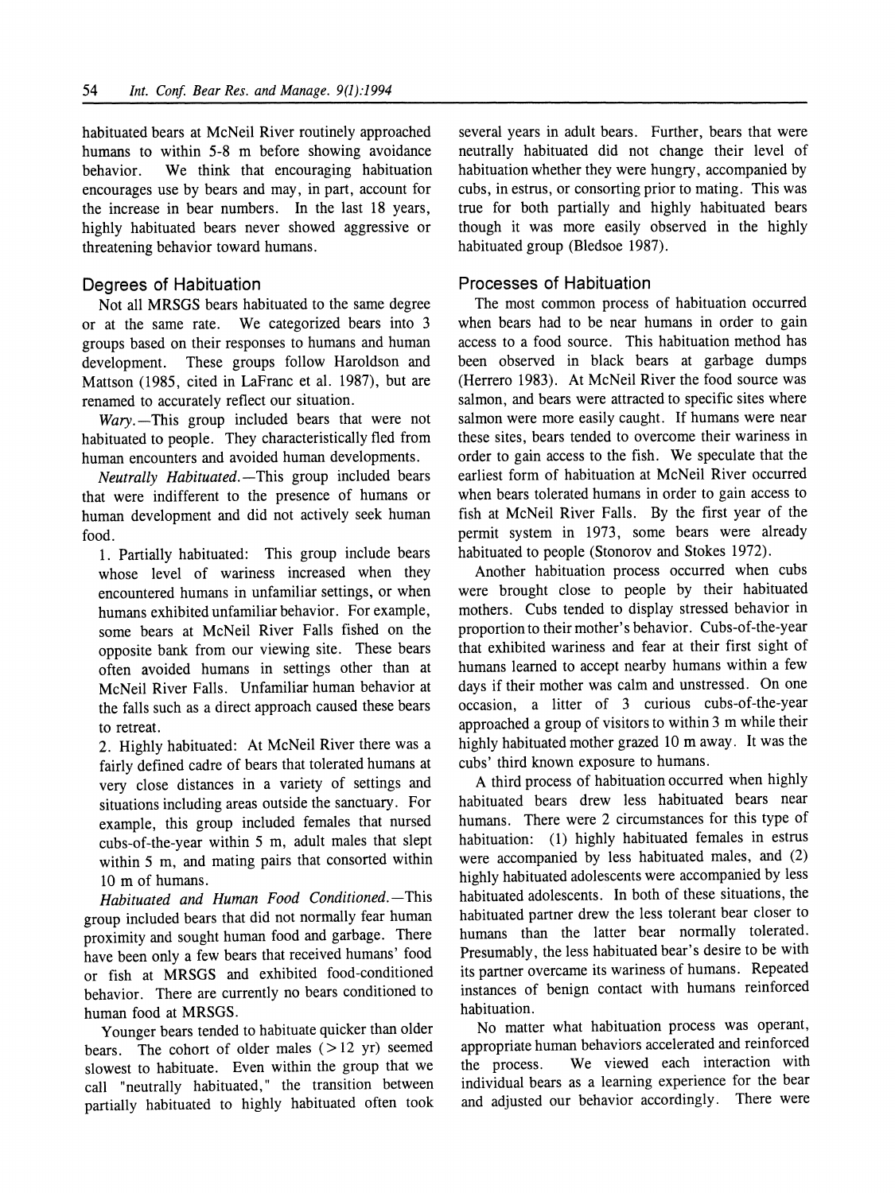habituated bears at McNeil River routinely approached humans to within 5-8 m before showing avoidance behavior. We think that encouraging habituation encourages use by bears and may, in part, account for the increase in bear numbers. In the last 18 years, highly habituated bears never showed aggressive or threatening behavior toward humans.

## Degrees of Habituation

Not all MRSGS bears habituated to the same degree or at the same rate. We categorized bears into 3 groups based on their responses to humans and human development. These groups follow Haroldson and Mattson (1985, cited in LaFranc et al. 1987), but are renamed to accurately reflect our situation.

*Wary*.—This group included bears that were not habituated to people. They characteristically fled from human encounters and avoided human developments.

*Neutrally Habituated*.—This group included bears that were indifferent to the presence of humans or human development and did not actively seek human food.

1. Partially habituated: This group include bears whose level of wariness increased when they encountered humans in unfamiliar settings, or when humans exhibited unfamiliar behavior. For example, some bears at McNeil River Falls fished on the opposite bank from our viewing site. These bears often avoided humans in settings other than at McNeil River Falls. Unfamiliar human behavior at the falls such as a direct approach caused these bears to retreat.

2. Highly habituated: At McNeil River there was a fairly defined cadre of bears that tolerated humans at very close distances in a variety of settings and situations including areas outside the sanctuary. For example, this group included females that nursed cubs-of-the-year within 5 m, adult males that slept within 5 m, and mating pairs that consorted within 10 m of humans.

*Habituated and Human Food Conditioned*.—This group included bears that did not normally fear human proximity and sought human food and garbage. There have been only a few bears that received humans' food or fish at MRSGS and exhibited food-conditioned behavior. There are currently no bears conditioned to human food at MRSGS.

Younger bears tended to habituate quicker than older bears. The cohort of older males (>12 yr) seemed slowest to habituate. Even within the group that we call "neutrally habituated," the transition between partially habituated to highly habituated often took several years in adult bears. Further, bears that were neutrally habituated did not change their level of habituation whether they were hungry, accompanied by cubs, in estrus, or consorting prior to mating. This was true for both partially and highly habituated bears though it was more easily observed in the highly habituated group (Bledsoe 1987).

## Processes of Habituation

The most common process of habituation occurred when bears had to be near humans in order to gain access to a food source. This habituation method has been observed in black bears at garbage dumps (Herrero 1983). At McNeil River the food source was salmon, and bears were attracted to specific sites where salmon were more easily caught. If humans were near these sites, bears tended to overcome their wariness in order to gain access to the fish. We speculate that the earliest form of habituation at McNeil River occurred when bears tolerated humans in order to gain access to fish at McNeil River Falls. By the first year of the permit system in 1973, some bears were already habituated to people (Stonorov and Stokes 1972).

Another habituation process occurred when cubs were brought close to people by their habituated mothers. Cubs tended to display stressed behavior in proportion to their mother's behavior. Cubs-of-the-year that exhibited wariness and fear at their first sight of humans learned to accept nearby humans within a few days if their mother was calm and unstressed. On one occasion, a litter of 3 curious cubs-of-the-year approached a group of visitors to within 3 m while their highly habituated mother grazed 10 m away. It was the cubs' third known exposure to humans.

A third process of habituation occurred when highly habituated bears drew less habituated bears near humans. There were 2 circumstances for this type of habituation: (1) highly habituated females in estrus were accompanied by less habituated males, and (2) highly habituated adolescents were accompanied by less habituated adolescents. In both of these situations, the habituated partner drew the less tolerant bear closer to humans than the latter bear normally tolerated. Presumably, the less habituated bear's desire to be with its partner overcame its wariness of humans. Repeated instances of benign contact with humans reinforced habituation.

No matter what habituation process was operant, appropriate human behaviors accelerated and reinforced the process. We viewed each interaction with individual bears as a learning experience for the bear and adjusted our behavior accordingly. There were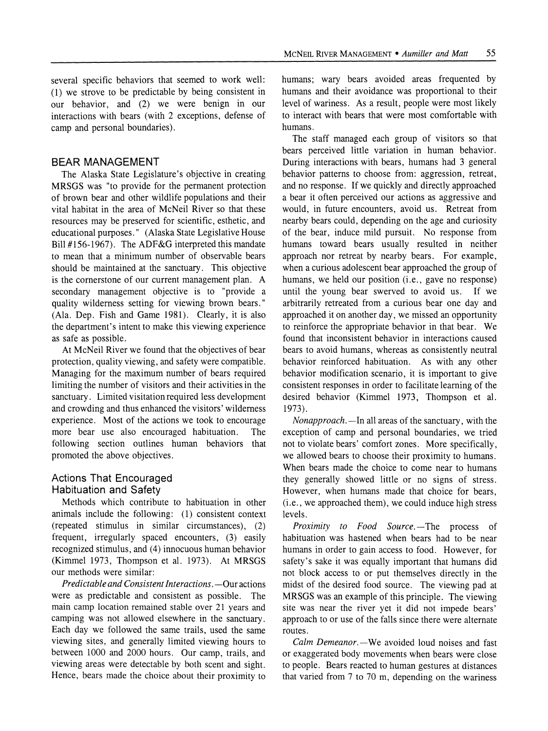several specific behaviors that seemed to work well: (1) we strove to be predictable by being consistent in our behavior, and (2) we were benign in our interactions with bears (with 2 exceptions, defense of camp and personal boundaries).

## BEAR MANAGEMENT

The Alaska State Legislature's objective in creating MRSGS was "to provide for the permanent protection of brown bear and other wildlife populations and their vital habitat in the area of McNeil River so that these resources may be preserved for scientific, esthetic, and educational purposes." (Alaska State Legislative House Bill #156-1967). The ADF&G interpreted this mandate to mean that a minimum number of observable bears should be maintained at the sanctuary. This objective is the cornerstone of our current management plan. A secondary management objective is to "provide a quality wilderness setting for viewing brown bears." (Ala. Dep. Fish and Game 1981). Clearly, it is also the department's intent to make this viewing experience as safe as possible.

At McNeil River we found that the objectives of bear protection, quality viewing, and safety were compatible. Managing for the maximum number of bears required limiting the number of visitors and their activities in the sanctuary. Limited visitation required less development and crowding and thus enhanced the visitors' wilderness experience. Most of the actions we took to encourage more bear use also encouraged habituation. The following section outlines human behaviors that promoted the above objectives.

### Actions That Encouraged Habituation and Safety

Methods which contribute to habituation in other animals include the following: (1) consistent context (repeated stimulus in similar circumstances), (2) frequent, irregularly spaced encounters, (3) easily recognized stimulus, and (4) innocuous human behavior (Kimmel 1973, Thompson et al. 1973). At MRSGS our methods were similar:

*Predictable and Consistent Interactions.*—Our actions were as predictable and consistent as possible. The main camp location remained stable over 21 years and camping was not allowed elsewhere in the sanctuary. Each day we followed the same trails, used the same viewing sites, and generally limited viewing hours to between 1000 and 2000 hours. Our camp, trails, and viewing areas were detectable by both scent and sight. Hence, bears made the choice about their proximity to humans; wary bears avoided areas frequented by humans and their avoidance was proportional to their level of wariness. As a result, people were most likely to interact with bears that were most comfortable with humans.

The staff managed each group of visitors so that bears perceived little variation in human behavior. During interactions with bears, humans had 3 general behavior patterns to choose from: aggression, retreat, and no response. If we quickly and directly approached a bear it often perceived our actions as aggressive and would, in future encounters, avoid us. Retreat from nearby bears could, depending on the age and curiosity of the bear, induce mild pursuit. No response from humans toward bears usually resulted in neither approach nor retreat by nearby bears. For example, when a curious adolescent bear approached the group of humans, we held our position (i.e., gave no response) until the young bear swerved to avoid us. If we arbitrarily retreated from a curious bear one day and approached it on another day, we missed an opportunity to reinforce the appropriate behavior in that bear. We found that inconsistent behavior in interactions caused bears to avoid humans, whereas as consistently neutral behavior reinforced habituation. As with any other behavior modification scenario, it is important to give consistent responses in order to facilitate learning of the desired behavior (Kimmel 1973, Thompson et al. 1973).

*Nonapproach.*—In all areas of the sanctuary, with the exception of camp and personal boundaries, we tried not to violate bears' comfort zones. More specifically, we allowed bears to choose their proximity to humans. When bears made the choice to come near to humans they generally showed little or no signs of stress. However, when humans made that choice for bears, (i.e., we approached them), we could induce high stress levels.

*Proximity to Food Source.*—The process of habituation was hastened when bears had to be near humans in order to gain access to food. However, for safety's sake it was equally important that humans did not block access to or put themselves directly in the midst of the desired food source. The viewing pad at MRSGS was an example of this principle. The viewing site was near the river yet it did not impede bears' approach to or use of the falls since there were alternate routes.

*Calm Demeanor.*—We avoided loud noises and fast or exaggerated body movements when bears were close to people. Bears reacted to human gestures at distances that varied from 7 to 70 m, depending on the wariness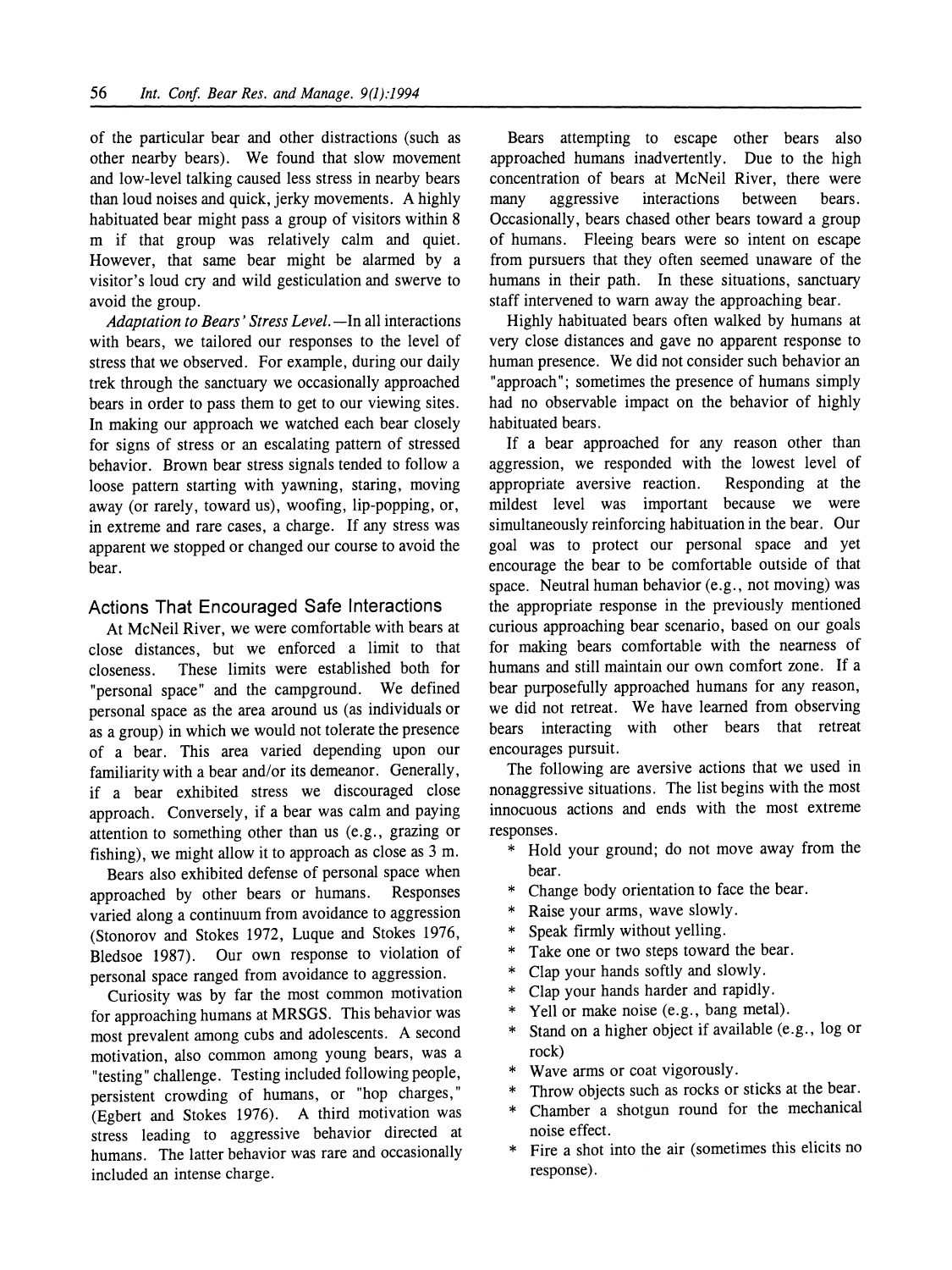of the particular bear and other distractions (such as other nearby bears). We found that slow movement and low-level talking caused less stress in nearby bears than loud noises and quick, jerky movements. A highly habituated bear might pass a group of visitors within 8 m if that group was relatively calm and quiet. However, that same bear might be alarmed by a visitor's loud cry and wild gesticulation and swerve to avoid the group.

*Adaptation to Bears' Stress Level.*—In all interactions with bears, we tailored our responses to the level of stress that we observed. For example, during our daily trek through the sanctuary we occasionally approached bears in order to pass them to get to our viewing sites. In making our approach we watched each bear closely for signs of stress or an escalating pattern of stressed behavior. Brown bear stress signals tended to follow a loose pattern starting with yawning, staring, moving away (or rarely, toward us), woofing, lip-popping, or, in extreme and rare cases, a charge. If any stress was apparent we stopped or changed our course to avoid the bear.

## Actions That Encouraged Safe Interactions

At McNeil River, we were comfortable with bears at close distances, but we enforced a limit to that closeness. These limits were established both for "personal space" and the campground. We defined personal space as the area around us (as individuals or as a group) in which we would not tolerate the presence of a bear. This area varied depending upon our familiarity with a bear and/or its demeanor. Generally, if a bear exhibited stress we discouraged close approach. Conversely, if a bear was calm and paying attention to something other than us (e.g., grazing or fishing), we might allow it to approach as close as 3 m.

Bears also exhibited defense of personal space when approached by other bears or humans. Responses varied along a continuum from avoidance to aggression (Stonorov and Stokes 1972, Luque and Stokes 1976, Bledsoe 1987). Our own response to violation of personal space ranged from avoidance to aggression.

Curiosity was by far the most common motivation for approaching humans at MRSGS. This behavior was most prevalent among cubs and adolescents. A second motivation, also common among young bears, was a "testing" challenge. Testing included following people, persistent crowding of humans, or "hop charges," (Egbert and Stokes 1976). A third motivation was stress leading to aggressive behavior directed at humans. The latter behavior was rare and occasionally included an intense charge.

Bears attempting to escape other bears also approached humans inadvertently. Due to the high concentration of bears at McNeil River, there were many aggressive interactions between bears. Occasionally, bears chased other bears toward a group of humans. Fleeing bears were so intent on escape from pursuers that they often seemed unaware of the humans in their path. In these situations, sanctuary staff intervened to warn away the approaching bear.

Highly habituated bears often walked by humans at very close distances and gave no apparent response to human presence. We did not consider such behavior an "approach"; sometimes the presence of humans simply had no observable impact on the behavior of highly habituated bears.

If a bear approached for any reason other than aggression, we responded with the lowest level of appropriate aversive reaction. Responding at the mildest level was important because we were simultaneously reinforcing habituation in the bear. Our goal was to protect our personal space and yet encourage the bear to be comfortable outside of that space. Neutral human behavior (e.g., not moving) was the appropriate response in the previously mentioned curious approaching bear scenario, based on our goals for making bears comfortable with the nearness of humans and still maintain our own comfort zone. If a bear purposefully approached humans for any reason, we did not retreat. We have learned from observing bears interacting with other bears that retreat encourages pursuit.

The following are aversive actions that we used in nonaggressive situations. The list begins with the most innocuous actions and ends with the most extreme responses.

- Hold your ground; do not move away from the bear.
- Change body orientation to face the bear.
- Raise your arms, wave slowly.
- Speak firmly without yelling.
- Take one or two steps toward the bear.
- Clap your hands softly and slowly.
- Clap your hands harder and rapidly.
- Yell or make noise (e.g., bang metal).
- Stand on a higher object if available (e.g., log or rock)
- Wave arms or coat vigorously.
- Throw objects such as rocks or sticks at the bear.
- Chamber a shotgun round for the mechanical noise effect.
- Fire a shot into the air (sometimes this elicits no response).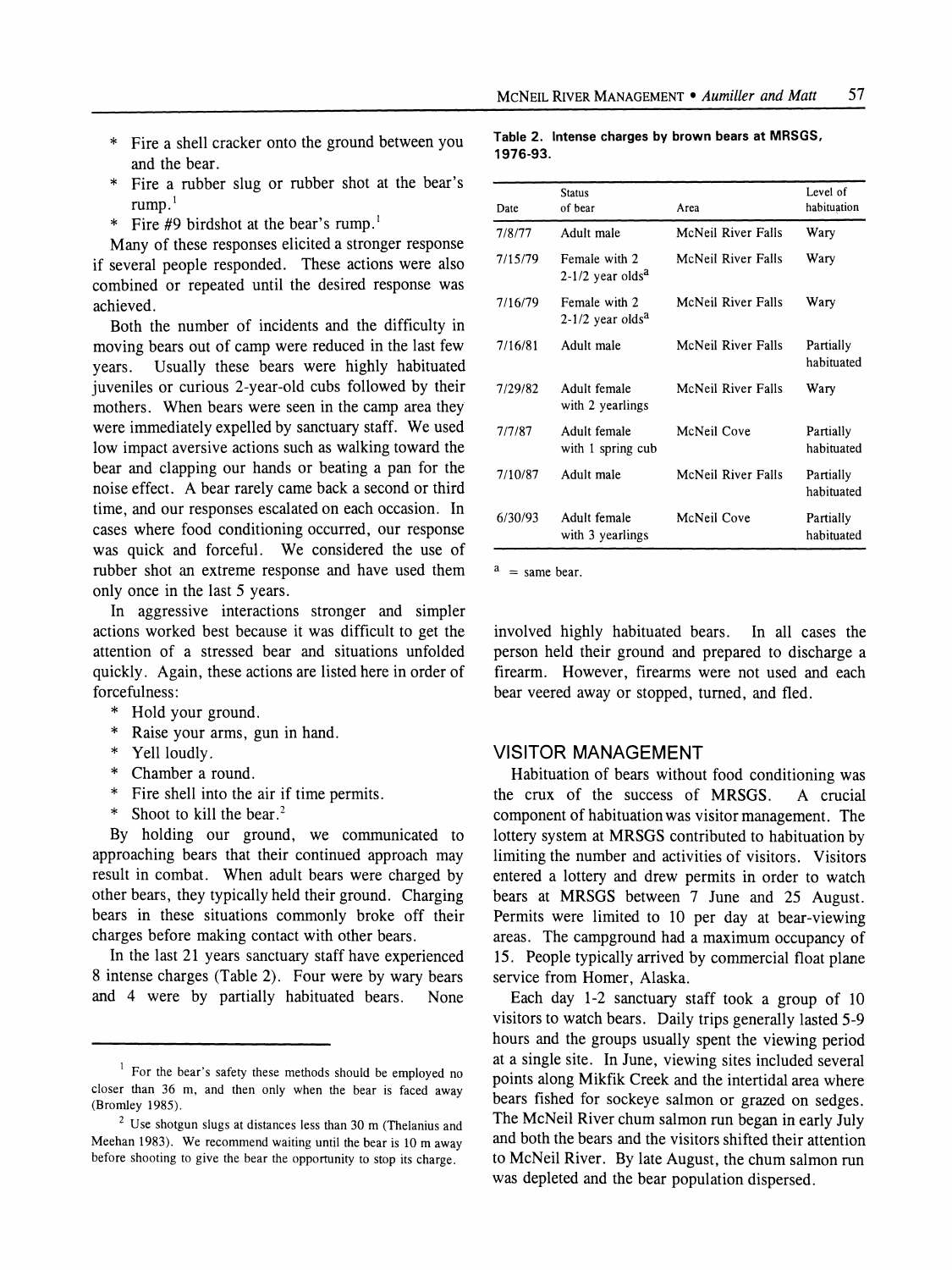* Fire a shell cracker onto the ground between you and the bear.
* Fire a rubber slug or rubber shot at the bear's rump.[1]
* Fire #9 birdshot at the bear's rump.[1]

Many of these responses elicited a stronger response if several people responded. These actions were also combined or repeated until the desired response was achieved.

Both the number of incidents and the difficulty in moving bears out of camp were reduced in the last few years. Usually these bears were highly habituated juveniles or curious 2-year-old cubs followed by their mothers. When bears were seen in the camp area they were immediately expelled by sanctuary staff. We used low impact aversive actions such as walking toward the bear and clapping our hands or beating a pan for the noise effect. A bear rarely came back a second or third time, and our responses escalated on each occasion. In cases where food conditioning occurred, our response was quick and forceful. We considered the use of rubber shot an extreme response and have used them only once in the last 5 years.

In aggressive interactions stronger and simpler actions worked best because it was difficult to get the attention of a stressed bear and situations unfolded quickly. Again, these actions are listed here in order of forcefulness:

* Hold your ground.
* Raise your arms, gun in hand.
* Yell loudly.
* Chamber a round.
* Fire shell into the air if time permits.
* Shoot to kill the bear.[2]

By holding our ground, we communicated to approaching bears that their continued approach may result in combat. When adult bears were charged by other bears, they typically held their ground. Charging bears in these situations commonly broke off their charges before making contact with other bears.

In the last 21 years sanctuary staff have experienced 8 intense charges (Table 2). Four were by wary bears and 4 were by partially habituated bears. None involved highly habituated bears. In all cases the person held their ground and prepared to discharge a firearm. However, firearms were not used and each bear veered away or stopped, turned, and fled.

**Table 2. Intense charges by brown bears at MRSGS, 1976-93.**

| Date | Status of bear | Area | Level of habituation |
|---|---|---|---|
| 7/8/77 | Adult male | McNeil River Falls | Wary |
| 7/15/79 | Female with 2 2-1/2 year olds[a] | McNeil River Falls | Wary |
| 7/16/79 | Female with 2 2-1/2 year olds[a] | McNeil River Falls | Wary |
| 7/16/81 | Adult male | McNeil River Falls | Partially habituated |
| 7/29/82 | Adult female with 2 yearlings | McNeil River Falls | Wary |
| 7/7/87 | Adult female with 1 spring cub | McNeil Cove | Partially habituated |
| 7/10/87 | Adult male | McNeil River Falls | Partially habituated |
| 6/30/93 | Adult female with 3 yearlings | McNeil Cove | Partially habituated |

[a] = same bear.

## VISITOR MANAGEMENT

Habituation of bears without food conditioning was the crux of the success of MRSGS. A crucial component of habituation was visitor management. The lottery system at MRSGS contributed to habituation by limiting the number and activities of visitors. Visitors entered a lottery and drew permits in order to watch bears at MRSGS between 7 June and 25 August. Permits were limited to 10 per day at bear-viewing areas. The campground had a maximum occupancy of 15. People typically arrived by commercial float plane service from Homer, Alaska.

Each day 1-2 sanctuary staff took a group of 10 visitors to watch bears. Daily trips generally lasted 5-9 hours and the groups usually spent the viewing period at a single site. In June, viewing sites included several points along Mikfik Creek and the intertidal area where bears fished for sockeye salmon or grazed on sedges. The McNeil River chum salmon run began in early July and both the bears and the visitors shifted their attention to McNeil River. By late August, the chum salmon run was depleted and the bear population dispersed.

[1] For the bear's safety these methods should be employed no closer than 36 m, and then only when the bear is faced away (Bromley 1985).

[2] Use shotgun slugs at distances less than 30 m (Thelanius and Meehan 1983). We recommend waiting until the bear is 10 m away before shooting to give the bear the opportunity to stop its charge.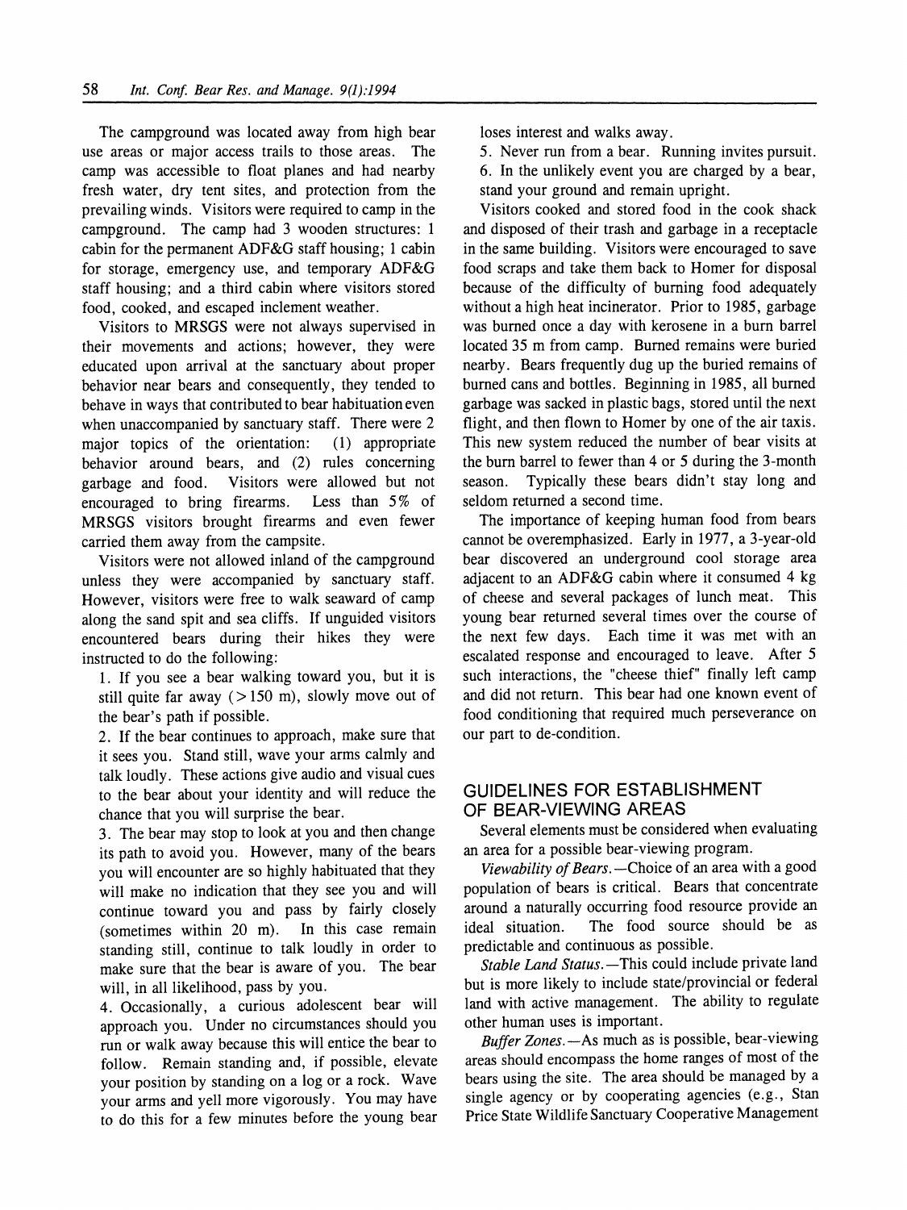The campground was located away from high bear use areas or major access trails to those areas. The camp was accessible to float planes and had nearby fresh water, dry tent sites, and protection from the prevailing winds. Visitors were required to camp in the campground. The camp had 3 wooden structures: 1 cabin for the permanent ADF&G staff housing; 1 cabin for storage, emergency use, and temporary ADF&G staff housing; and a third cabin where visitors stored food, cooked, and escaped inclement weather.

Visitors to MRSGS were not always supervised in their movements and actions; however, they were educated upon arrival at the sanctuary about proper behavior near bears and consequently, they tended to behave in ways that contributed to bear habituation even when unaccompanied by sanctuary staff. There were 2 major topics of the orientation: (1) appropriate behavior around bears, and (2) rules concerning garbage and food. Visitors were allowed but not encouraged to bring firearms. Less than 5% of MRSGS visitors brought firearms and even fewer carried them away from the campsite.

Visitors were not allowed inland of the campground unless they were accompanied by sanctuary staff. However, visitors were free to walk seaward of camp along the sand spit and sea cliffs. If unguided visitors encountered bears during their hikes they were instructed to do the following:

1. If you see a bear walking toward you, but it is still quite far away (>150 m), slowly move out of the bear's path if possible.
2. If the bear continues to approach, make sure that it sees you. Stand still, wave your arms calmly and talk loudly. These actions give audio and visual cues to the bear about your identity and will reduce the chance that you will surprise the bear.
3. The bear may stop to look at you and then change its path to avoid you. However, many of the bears you will encounter are so highly habituated that they will make no indication that they see you and will continue toward you and pass by fairly closely (sometimes within 20 m). In this case remain standing still, continue to talk loudly in order to make sure that the bear is aware of you. The bear will, in all likelihood, pass by you.
4. Occasionally, a curious adolescent bear will approach you. Under no circumstances should you run or walk away because this will entice the bear to follow. Remain standing and, if possible, elevate your position by standing on a log or a rock. Wave your arms and yell more vigorously. You may have to do this for a few minutes before the young bear loses interest and walks away.
5. Never run from a bear. Running invites pursuit.
6. In the unlikely event you are charged by a bear, stand your ground and remain upright.

Visitors cooked and stored food in the cook shack and disposed of their trash and garbage in a receptacle in the same building. Visitors were encouraged to save food scraps and take them back to Homer for disposal because of the difficulty of burning food adequately without a high heat incinerator. Prior to 1985, garbage was burned once a day with kerosene in a burn barrel located 35 m from camp. Burned remains were buried nearby. Bears frequently dug up the buried remains of burned cans and bottles. Beginning in 1985, all burned garbage was sacked in plastic bags, stored until the next flight, and then flown to Homer by one of the air taxis. This new system reduced the number of bear visits at the burn barrel to fewer than 4 or 5 during the 3-month season. Typically these bears didn't stay long and seldom returned a second time.

The importance of keeping human food from bears cannot be overemphasized. Early in 1977, a 3-year-old bear discovered an underground cool storage area adjacent to an ADF&G cabin where it consumed 4 kg of cheese and several packages of lunch meat. This young bear returned several times over the course of the next few days. Each time it was met with an escalated response and encouraged to leave. After 5 such interactions, the "cheese thief" finally left camp and did not return. This bear had one known event of food conditioning that required much perseverance on our part to de-condition.

## GUIDELINES FOR ESTABLISHMENT OF BEAR-VIEWING AREAS

Several elements must be considered when evaluating an area for a possible bear-viewing program.

*Viewability of Bears.*—Choice of an area with a good population of bears is critical. Bears that concentrate around a naturally occurring food resource provide an ideal situation. The food source should be as predictable and continuous as possible.

*Stable Land Status.*—This could include private land but is more likely to include state/provincial or federal land with active management. The ability to regulate other human uses is important.

*Buffer Zones.*—As much as is possible, bear-viewing areas should encompass the home ranges of most of the bears using the site. The area should be managed by a single agency or by cooperating agencies (e.g., Stan Price State Wildlife Sanctuary Cooperative Management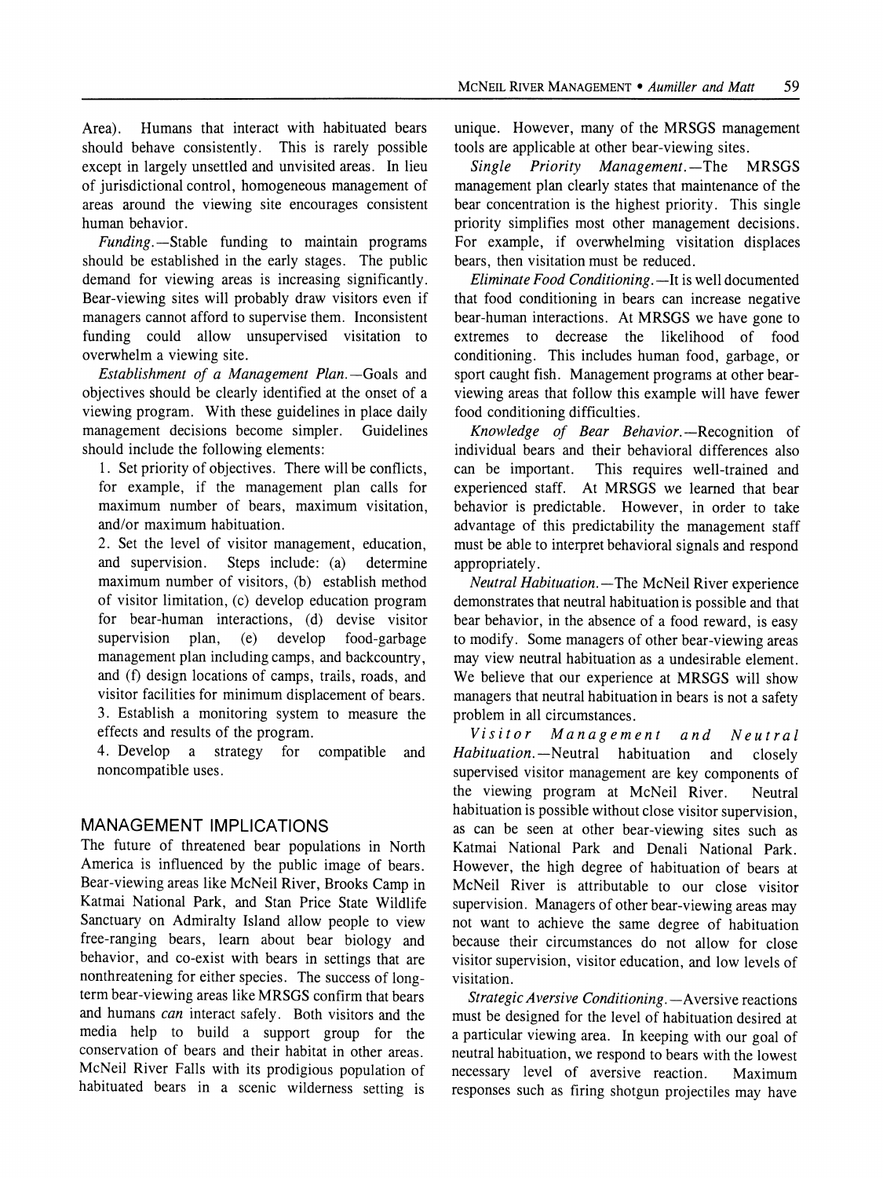Area). Humans that interact with habituated bears should behave consistently. This is rarely possible except in largely unsettled and unvisited areas. In lieu of jurisdictional control, homogeneous management of areas around the viewing site encourages consistent human behavior.

*Funding.*—Stable funding to maintain programs should be established in the early stages. The public demand for viewing areas is increasing significantly. Bear-viewing sites will probably draw visitors even if managers cannot afford to supervise them. Inconsistent funding could allow unsupervised visitation to overwhelm a viewing site.

*Establishment of a Management Plan.*—Goals and objectives should be clearly identified at the onset of a viewing program. With these guidelines in place daily management decisions become simpler. Guidelines should include the following elements:

1. Set priority of objectives. There will be conflicts, for example, if the management plan calls for maximum number of bears, maximum visitation, and/or maximum habituation.
2. Set the level of visitor management, education, and supervision. Steps include: (a) determine maximum number of visitors, (b) establish method of visitor limitation, (c) develop education program for bear-human interactions, (d) devise visitor supervision plan, (e) develop food-garbage management plan including camps, and backcountry, and (f) design locations of camps, trails, roads, and visitor facilities for minimum displacement of bears.
3. Establish a monitoring system to measure the effects and results of the program.
4. Develop a strategy for compatible and noncompatible uses.

## MANAGEMENT IMPLICATIONS

The future of threatened bear populations in North America is influenced by the public image of bears. Bear-viewing areas like McNeil River, Brooks Camp in Katmai National Park, and Stan Price State Wildlife Sanctuary on Admiralty Island allow people to view free-ranging bears, learn about bear biology and behavior, and co-exist with bears in settings that are nonthreatening for either species. The success of long-term bear-viewing areas like MRSGS confirm that bears and humans *can* interact safely. Both visitors and the media help to build a support group for the conservation of bears and their habitat in other areas. McNeil River Falls with its prodigious population of habituated bears in a scenic wilderness setting is unique. However, many of the MRSGS management tools are applicable at other bear-viewing sites.

*Single Priority Management.*—The MRSGS management plan clearly states that maintenance of the bear concentration is the highest priority. This single priority simplifies most other management decisions. For example, if overwhelming visitation displaces bears, then visitation must be reduced.

*Eliminate Food Conditioning.*—It is well documented that food conditioning in bears can increase negative bear-human interactions. At MRSGS we have gone to extremes to decrease the likelihood of food conditioning. This includes human food, garbage, or sport caught fish. Management programs at other bear-viewing areas that follow this example will have fewer food conditioning difficulties.

*Knowledge of Bear Behavior.*—Recognition of individual bears and their behavioral differences also can be important. This requires well-trained and experienced staff. At MRSGS we learned that bear behavior is predictable. However, in order to take advantage of this predictability the management staff must be able to interpret behavioral signals and respond appropriately.

*Neutral Habituation.*—The McNeil River experience demonstrates that neutral habituation is possible and that bear behavior, in the absence of a food reward, is easy to modify. Some managers of other bear-viewing areas may view neutral habituation as a undesirable element. We believe that our experience at MRSGS will show managers that neutral habituation in bears is not a safety problem in all circumstances.

*Visitor Management and Neutral Habituation.*—Neutral habituation and closely supervised visitor management are key components of the viewing program at McNeil River. Neutral habituation is possible without close visitor supervision, as can be seen at other bear-viewing sites such as Katmai National Park and Denali National Park. However, the high degree of habituation of bears at McNeil River is attributable to our close visitor supervision. Managers of other bear-viewing areas may not want to achieve the same degree of habituation because their circumstances do not allow for close visitor supervision, visitor education, and low levels of visitation.

*Strategic Aversive Conditioning.*—Aversive reactions must be designed for the level of habituation desired at a particular viewing area. In keeping with our goal of neutral habituation, we respond to bears with the lowest necessary level of aversive reaction. Maximum responses such as firing shotgun projectiles may have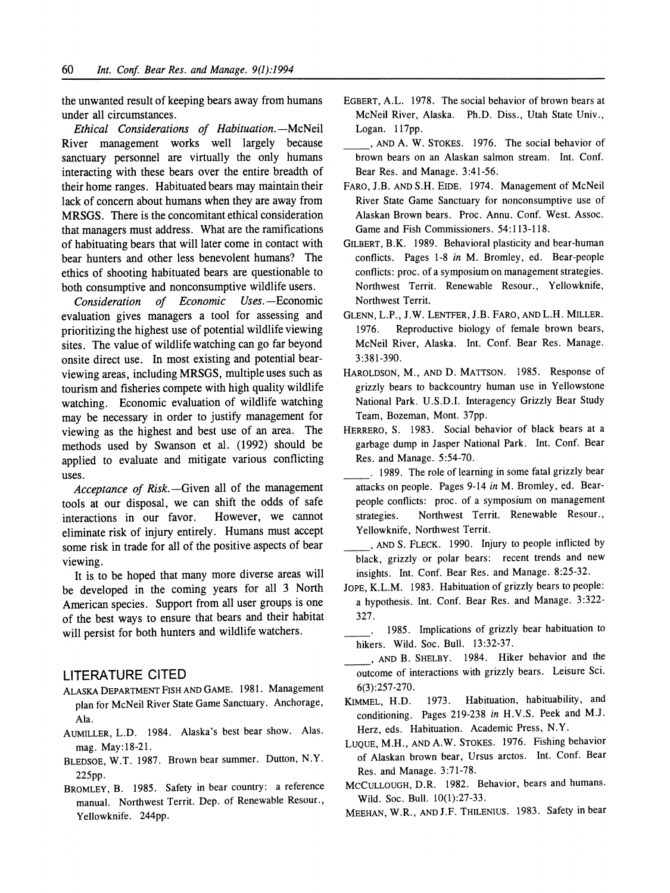the unwanted result of keeping bears away from humans under all circumstances.

*Ethical Considerations of Habituation.*—McNeil River management works well largely because sanctuary personnel are virtually the only humans interacting with these bears over the entire breadth of their home ranges. Habituated bears may maintain their lack of concern about humans when they are away from MRSGS. There is the concomitant ethical consideration that managers must address. What are the ramifications of habituating bears that will later come in contact with bear hunters and other less benevolent humans? The ethics of shooting habituated bears are questionable to both consumptive and nonconsumptive wildlife users.

*Consideration of Economic Uses.*—Economic evaluation gives managers a tool for assessing and prioritizing the highest use of potential wildlife viewing sites. The value of wildlife watching can go far beyond onsite direct use. In most existing and potential bear-viewing areas, including MRSGS, multiple uses such as tourism and fisheries compete with high quality wildlife watching. Economic evaluation of wildlife watching may be necessary in order to justify management for viewing as the highest and best use of an area. The methods used by Swanson et al. (1992) should be applied to evaluate and mitigate various conflicting uses.

*Acceptance of Risk.*—Given all of the management tools at our disposal, we can shift the odds of safe interactions in our favor. However, we cannot eliminate risk of injury entirely. Humans must accept some risk in trade for all of the positive aspects of bear viewing.

It is to be hoped that many more diverse areas will be developed in the coming years for all 3 North American species. Support from all user groups is one of the best ways to ensure that bears and their habitat will persist for both hunters and wildlife watchers.

## LITERATURE CITED

ALASKA DEPARTMENT FISH AND GAME. 1981. Management plan for McNeil River State Game Sanctuary. Anchorage, Ala.

AUMILLER, L.D. 1984. Alaska's best bear show. Alas. mag. May:18-21.

BLEDSOE, W.T. 1987. Brown bear summer. Dutton, N.Y. 225pp.

BROMLEY, B. 1985. Safety in bear country: a reference manual. Northwest Territ. Dep. of Renewable Resour., Yellowknife. 244pp.

EGBERT, A.L. 1978. The social behavior of brown bears at McNeil River, Alaska. Ph.D. Diss., Utah State Univ., Logan. 117pp.

_____, AND A. W. STOKES. 1976. The social behavior of brown bears on an Alaskan salmon stream. Int. Conf. Bear Res. and Manage. 3:41-56.

FARO, J.B. AND S.H. EIDE. 1974. Management of McNeil River State Game Sanctuary for nonconsumptive use of Alaskan Brown bears. Proc. Annu. Conf. West. Assoc. Game and Fish Commissioners. 54:113-118.

GILBERT, B.K. 1989. Behavioral plasticity and bear-human conflicts. Pages 1-8 *in* M. Bromley, ed. Bear-people conflicts: proc. of a symposium on management strategies. Northwest Territ. Renewable Resour., Yellowknife, Northwest Territ.

GLENN, L.P., J.W. LENTFER, J.B. FARO, AND L.H. MILLER. 1976. Reproductive biology of female brown bears, McNeil River, Alaska. Int. Conf. Bear Res. Manage. 3:381-390.

HAROLDSON, M., AND D. MATTSON. 1985. Response of grizzly bears to backcountry human use in Yellowstone National Park. U.S.D.I. Interagency Grizzly Bear Study Team, Bozeman, Mont. 37pp.

HERRERO, S. 1983. Social behavior of black bears at a garbage dump in Jasper National Park. Int. Conf. Bear Res. and Manage. 5:54-70.

_____. 1989. The role of learning in some fatal grizzly bear attacks on people. Pages 9-14 *in* M. Bromley, ed. Bear-people conflicts: proc. of a symposium on management strategies. Northwest Territ. Renewable Resour., Yellowknife, Northwest Territ.

_____, AND S. FLECK. 1990. Injury to people inflicted by black, grizzly or polar bears: recent trends and new insights. Int. Conf. Bear Res. and Manage. 8:25-32.

JOPE, K.L.M. 1983. Habituation of grizzly bears to people: a hypothesis. Int. Conf. Bear Res. and Manage. 3:322-327.

_____. 1985. Implications of grizzly bear habituation to hikers. Wild. Soc. Bull. 13:32-37.

_____, AND B. SHELBY. 1984. Hiker behavior and the outcome of interactions with grizzly bears. Leisure Sci. 6(3):257-270.

KIMMEL, H.D. 1973. Habituation, habituability, and conditioning. Pages 219-238 *in* H.V.S. Peek and M.J. Herz, eds. Habituation. Academic Press, N.Y.

LUQUE, M.H., AND A.W. STOKES. 1976. Fishing behavior of Alaskan brown bear, Ursus arctos. Int. Conf. Bear Res. and Manage. 3:71-78.

MCCULLOUGH, D.R. 1982. Behavior, bears and humans. Wild. Soc. Bull. 10(1):27-33.

MEEHAN, W.R., AND J.F. THILENIUS. 1983. Safety in bear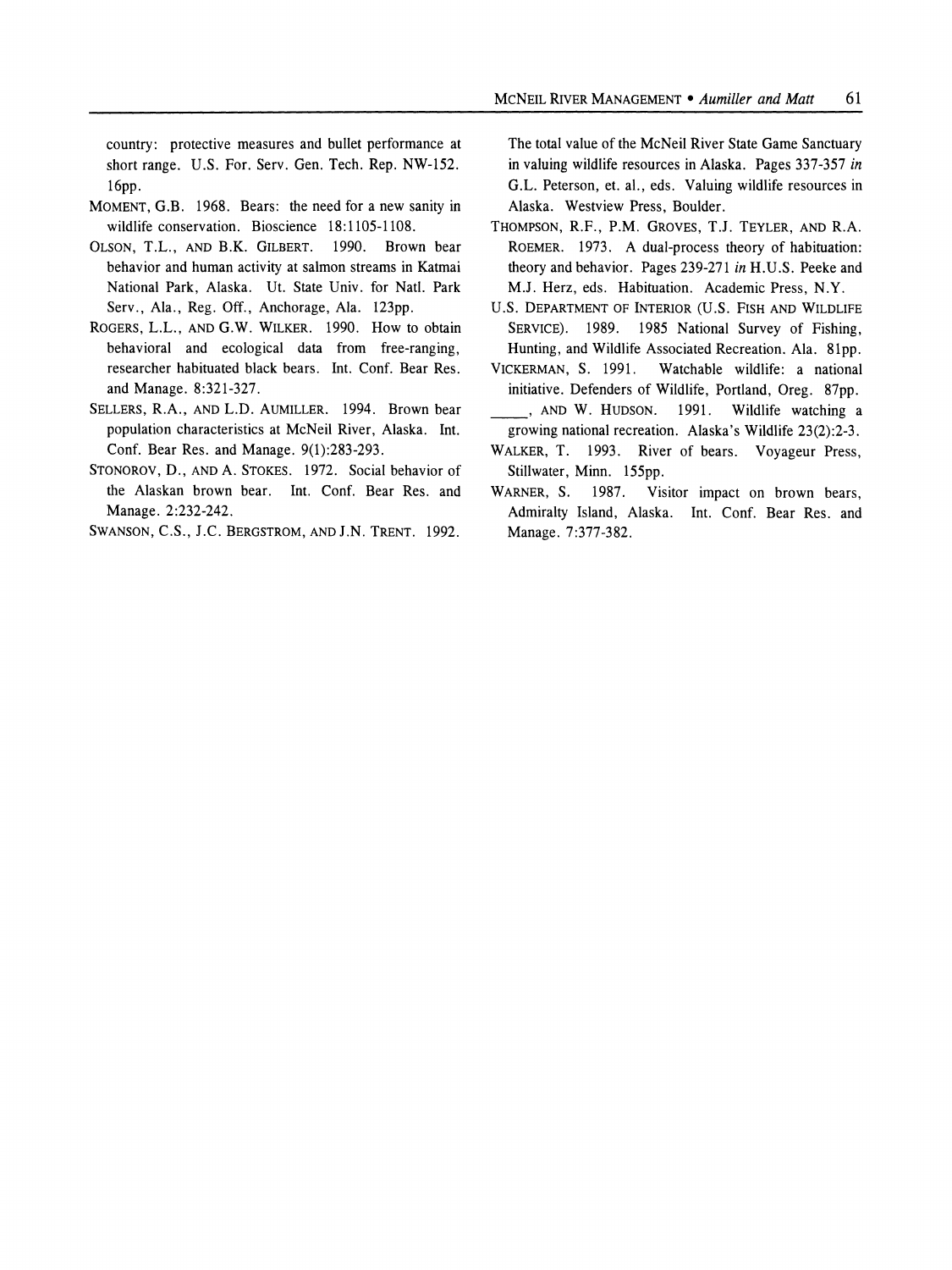country: protective measures and bullet performance at short range. U.S. For. Serv. Gen. Tech. Rep. NW-152. 16pp.

MOMENT, G.B. 1968. Bears: the need for a new sanity in wildlife conservation. Bioscience 18:1105-1108.

OLSON, T.L., AND B.K. GILBERT. 1990. Brown bear behavior and human activity at salmon streams in Katmai National Park, Alaska. Ut. State Univ. for Natl. Park Serv., Ala., Reg. Off., Anchorage, Ala. 123pp.

ROGERS, L.L., AND G.W. WILKER. 1990. How to obtain behavioral and ecological data from free-ranging, researcher habituated black bears. Int. Conf. Bear Res. and Manage. 8:321-327.

SELLERS, R.A., AND L.D. AUMILLER. 1994. Brown bear population characteristics at McNeil River, Alaska. Int. Conf. Bear Res. and Manage. 9(1):283-293.

STONOROV, D., AND A. STOKES. 1972. Social behavior of the Alaskan brown bear. Int. Conf. Bear Res. and Manage. 2:232-242.

SWANSON, C.S., J.C. BERGSTROM, AND J.N. TRENT. 1992. The total value of the McNeil River State Game Sanctuary in valuing wildlife resources in Alaska. Pages 337-357 *in* G.L. Peterson, et. al., eds. Valuing wildlife resources in Alaska. Westview Press, Boulder.

THOMPSON, R.F., P.M. GROVES, T.J. TEYLER, AND R.A. ROEMER. 1973. A dual-process theory of habituation: theory and behavior. Pages 239-271 *in* H.U.S. Peeke and M.J. Herz, eds. Habituation. Academic Press, N.Y.

U.S. DEPARTMENT OF INTERIOR (U.S. FISH AND WILDLIFE SERVICE). 1989. 1985 National Survey of Fishing, Hunting, and Wildlife Associated Recreation. Ala. 81pp.

VICKERMAN, S. 1991. Watchable wildlife: a national initiative. Defenders of Wildlife, Portland, Oreg. 87pp.

_____, AND W. HUDSON. 1991. Wildlife watching a growing national recreation. Alaska's Wildlife 23(2):2-3.

WALKER, T. 1993. River of bears. Voyageur Press, Stillwater, Minn. 155pp.

WARNER, S. 1987. Visitor impact on brown bears, Admiralty Island, Alaska. Int. Conf. Bear Res. and Manage. 7:377-382.